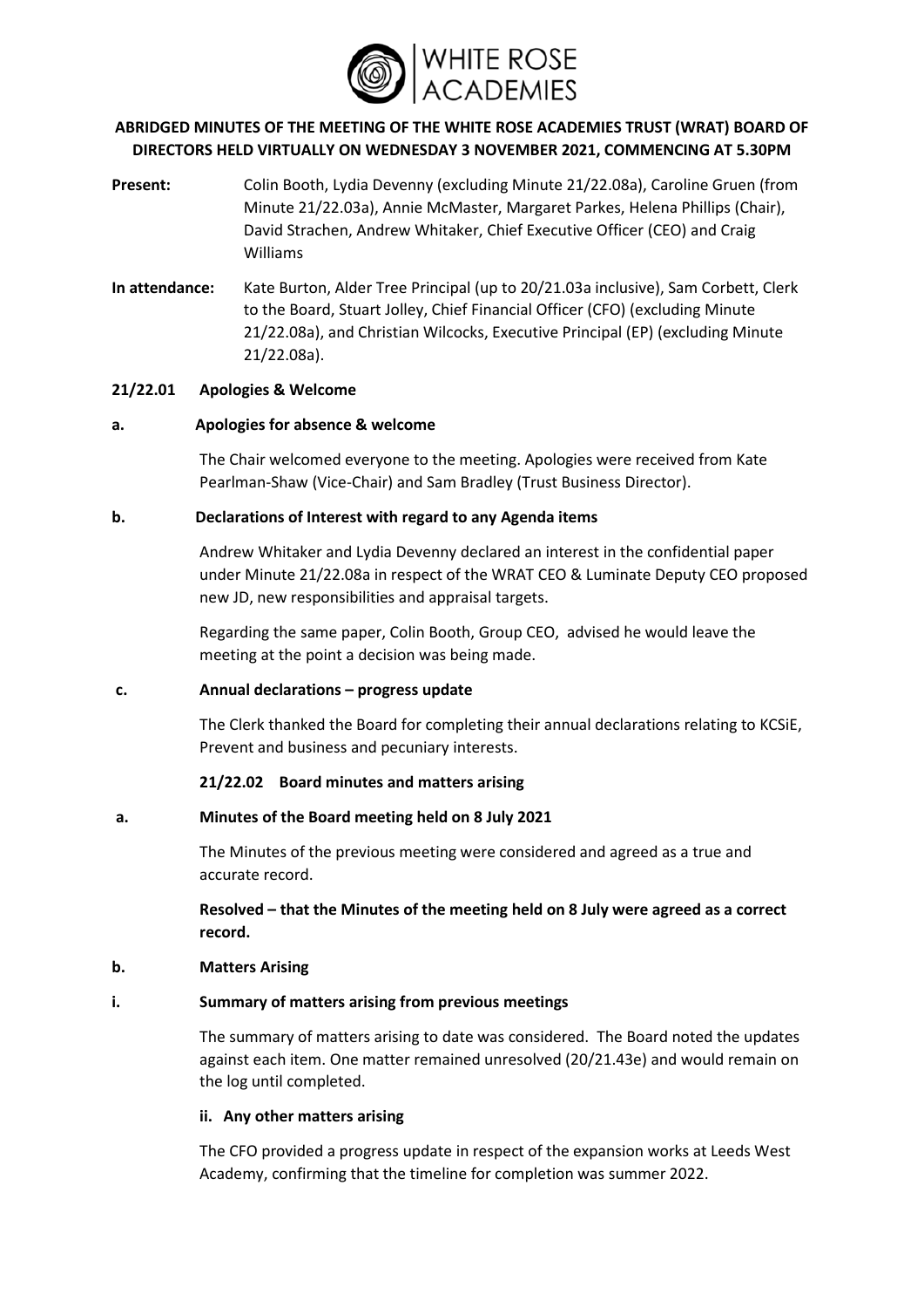# ABRIDGED MINUTES OF THE MEETING OF THE WHITE ROSE ACADEMIES TRUST (WRAT) BOARD OF DIRECTORS HELD VIRTUALLY ON WEDNESDAY 3 NOVEMBER 2021, COMMENCING AT 5.30PM

**Present:** Colin Booth, Lydia Devenny (excluding Minute 21/22.08a), Caroline Gruen (from Minute 21/22.03a), Annie McMaster, Margaret Parkes, Helena Phillips (Chair), David Strachen, Andrew Whitaker, Chief Executive Officer (CEO) and Craig Williams

**In attendance:** Kate Burton, Alder Tree Principal (up to 20/21.03a inclusive), Sam Corbett, Clerk to the Board, Stuart Jolley, Chief Financial Officer (CFO) (excluding Minute 21/22.08a), and Christian Wilcocks, Executive Principal (EP) (excluding Minute 21/22.08a).

## 21/22.01 Apologies & Welcome

### a. Apologies for absence & welcome

The Chair welcomed everyone to the meeting. Apologies were received from Kate Pearlman-Shaw (Vice-Chair) and Sam Bradley (Trust Business Director).

### b. Declarations of Interest with regard to any Agenda items

Andrew Whitaker and Lydia Devenny declared an interest in the confidential paper under Minute 21/22.08a in respect of the WRAT CEO & Luminate Deputy CEO proposed new JD, new responsibilities and appraisal targets.

Regarding the same paper, Colin Booth, Group CEO, advised he would leave the meeting at the point a decision was being made.

### c. Annual declarations – progress update

The Clerk thanked the Board for completing their annual declarations relating to KCSiE, Prevent and business and pecuniary interests.

## 21/22.02 Board minutes and matters arising

### a. Minutes of the Board meeting held on 8 July 2021

The Minutes of the previous meeting were considered and agreed as a true and accurate record.

**Resolved – that the Minutes of the meeting held on 8 July were agreed as a correct record.**

### b. Matters Arising

#### i. Summary of matters arising from previous meetings

The summary of matters arising to date was considered. The Board noted the updates against each item. One matter remained unresolved (20/21.43e) and would remain on the log until completed.

#### ii. Any other matters arising

The CFO provided a progress update in respect of the expansion works at Leeds West Academy, confirming that the timeline for completion was summer 2022.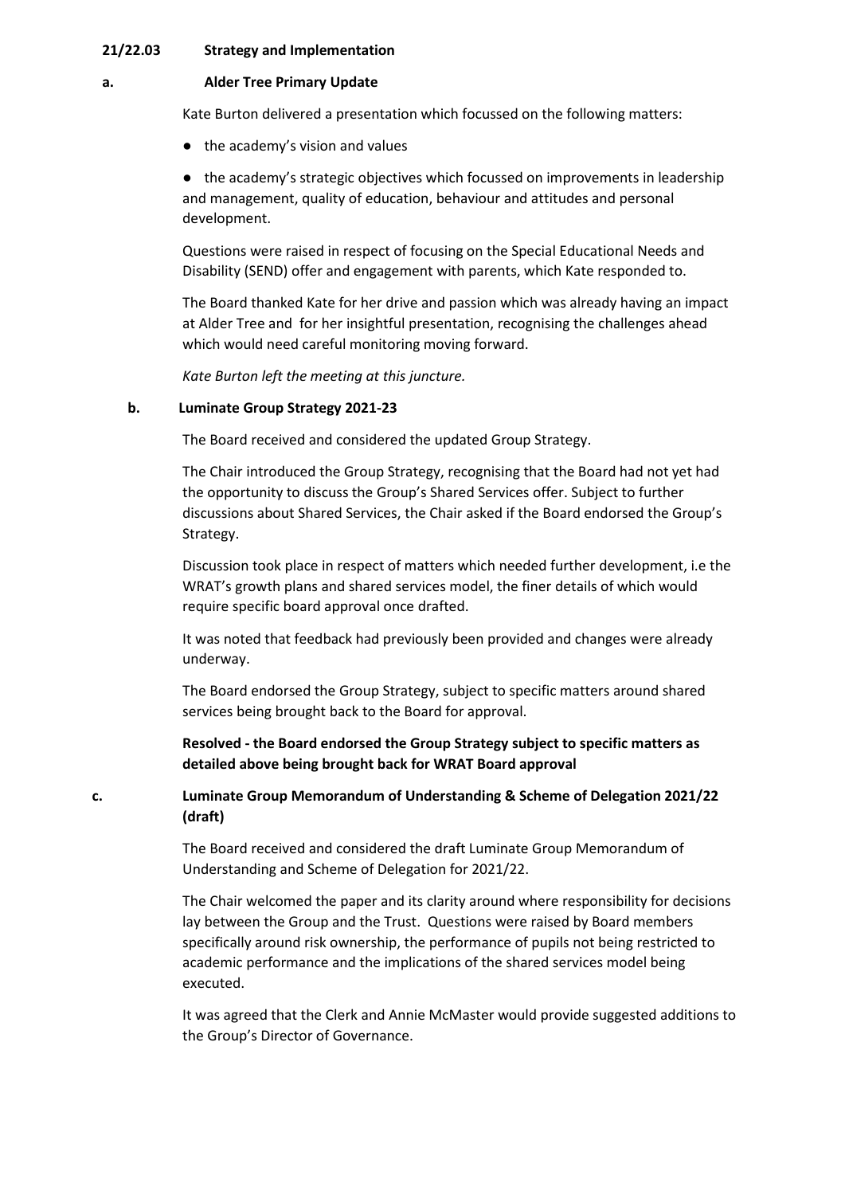**21/22.03 Strategy and Implementation**

**a. Alder Tree Primary Update**

Kate Burton delivered a presentation which focussed on the following matters:

- the academy's vision and values
- the academy's strategic objectives which focussed on improvements in leadership and management, quality of education, behaviour and attitudes and personal development.

Questions were raised in respect of focusing on the Special Educational Needs and Disability (SEND) offer and engagement with parents, which Kate responded to.

The Board thanked Kate for her drive and passion which was already having an impact at Alder Tree and for her insightful presentation, recognising the challenges ahead which would need careful monitoring moving forward.

*Kate Burton left the meeting at this juncture.*

**b. Luminate Group Strategy 2021-23**

The Board received and considered the updated Group Strategy.

The Chair introduced the Group Strategy, recognising that the Board had not yet had the opportunity to discuss the Group's Shared Services offer. Subject to further discussions about Shared Services, the Chair asked if the Board endorsed the Group's Strategy.

Discussion took place in respect of matters which needed further development, i.e the WRAT's growth plans and shared services model, the finer details of which would require specific board approval once drafted.

It was noted that feedback had previously been provided and changes were already underway.

The Board endorsed the Group Strategy, subject to specific matters around shared services being brought back to the Board for approval.

**Resolved - the Board endorsed the Group Strategy subject to specific matters as detailed above being brought back for WRAT Board approval**

**c. Luminate Group Memorandum of Understanding & Scheme of Delegation 2021/22 (draft)**

The Board received and considered the draft Luminate Group Memorandum of Understanding and Scheme of Delegation for 2021/22.

The Chair welcomed the paper and its clarity around where responsibility for decisions lay between the Group and the Trust. Questions were raised by Board members specifically around risk ownership, the performance of pupils not being restricted to academic performance and the implications of the shared services model being executed.

It was agreed that the Clerk and Annie McMaster would provide suggested additions to the Group's Director of Governance.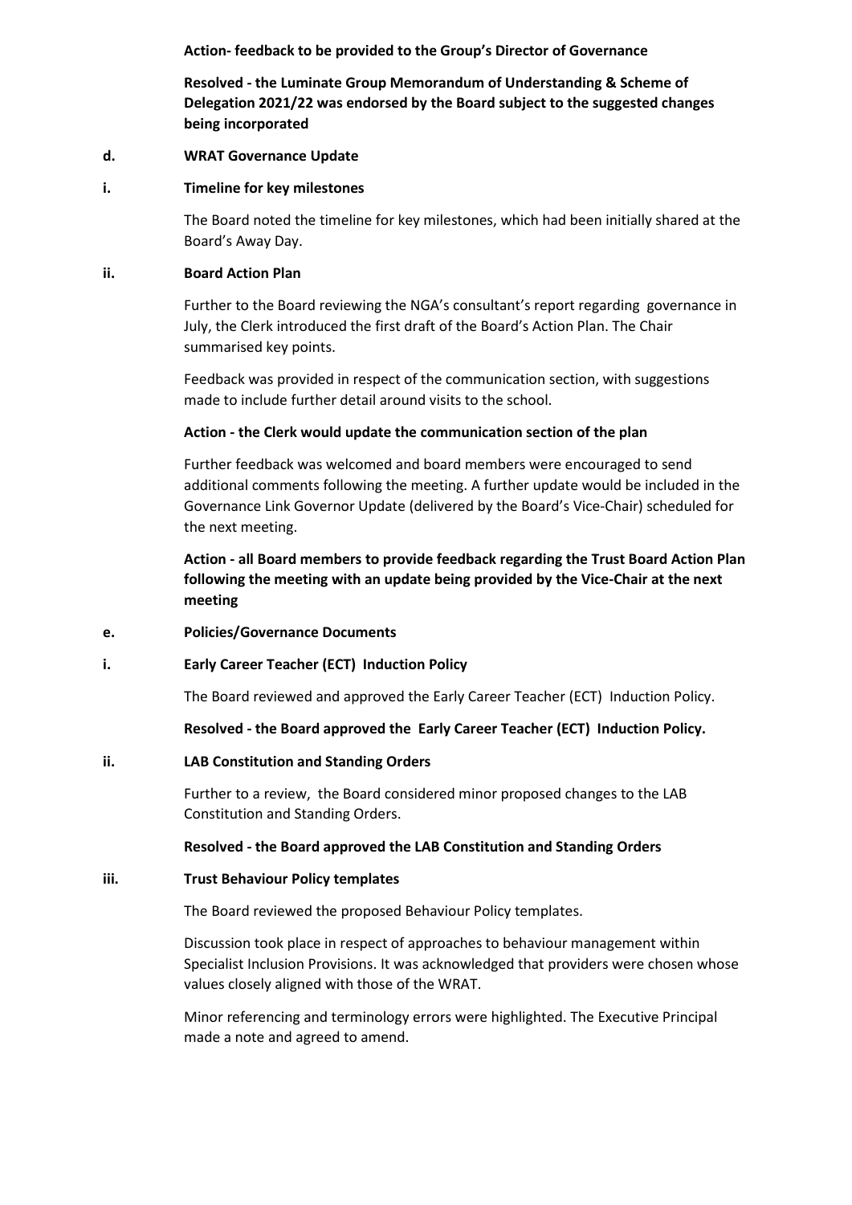**Action- feedback to be provided to the Group's Director of Governance**

**Resolved - the Luminate Group Memorandum of Understanding & Scheme of Delegation 2021/22 was endorsed by the Board subject to the suggested changes being incorporated**

**d. WRAT Governance Update**

**i. Timeline for key milestones**

The Board noted the timeline for key milestones, which had been initially shared at the Board's Away Day.

**ii. Board Action Plan**

Further to the Board reviewing the NGA's consultant's report regarding governance in July, the Clerk introduced the first draft of the Board's Action Plan. The Chair summarised key points.

Feedback was provided in respect of the communication section, with suggestions made to include further detail around visits to the school.

**Action - the Clerk would update the communication section of the plan**

Further feedback was welcomed and board members were encouraged to send additional comments following the meeting. A further update would be included in the Governance Link Governor Update (delivered by the Board's Vice-Chair) scheduled for the next meeting.

**Action - all Board members to provide feedback regarding the Trust Board Action Plan following the meeting with an update being provided by the Vice-Chair at the next meeting**

**e. Policies/Governance Documents**

**i. Early Career Teacher (ECT) Induction Policy**

The Board reviewed and approved the Early Career Teacher (ECT) Induction Policy.

**Resolved - the Board approved the Early Career Teacher (ECT) Induction Policy.**

**ii. LAB Constitution and Standing Orders**

Further to a review, the Board considered minor proposed changes to the LAB Constitution and Standing Orders.

**Resolved - the Board approved the LAB Constitution and Standing Orders**

**iii. Trust Behaviour Policy templates**

The Board reviewed the proposed Behaviour Policy templates.

Discussion took place in respect of approaches to behaviour management within Specialist Inclusion Provisions. It was acknowledged that providers were chosen whose values closely aligned with those of the WRAT.

Minor referencing and terminology errors were highlighted. The Executive Principal made a note and agreed to amend.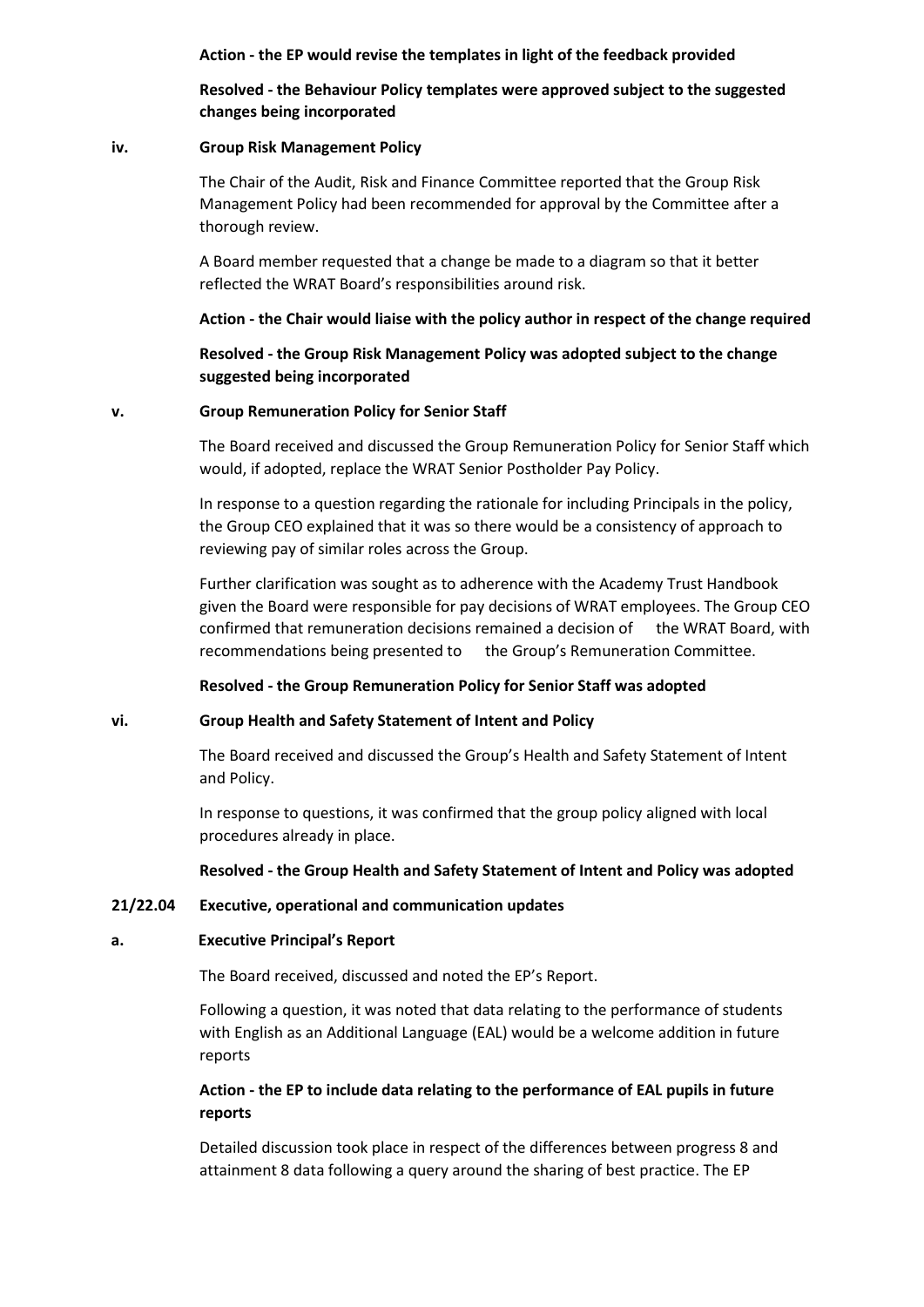**Action - the EP would revise the templates in light of the feedback provided**

**Resolved - the Behaviour Policy templates were approved subject to the suggested changes being incorporated**

**iv. Group Risk Management Policy**

The Chair of the Audit, Risk and Finance Committee reported that the Group Risk Management Policy had been recommended for approval by the Committee after a thorough review.

A Board member requested that a change be made to a diagram so that it better reflected the WRAT Board's responsibilities around risk.

**Action - the Chair would liaise with the policy author in respect of the change required**

**Resolved - the Group Risk Management Policy was adopted subject to the change suggested being incorporated**

**v. Group Remuneration Policy for Senior Staff**

The Board received and discussed the Group Remuneration Policy for Senior Staff which would, if adopted, replace the WRAT Senior Postholder Pay Policy.

In response to a question regarding the rationale for including Principals in the policy, the Group CEO explained that it was so there would be a consistency of approach to reviewing pay of similar roles across the Group.

Further clarification was sought as to adherence with the Academy Trust Handbook given the Board were responsible for pay decisions of WRAT employees. The Group CEO confirmed that remuneration decisions remained a decision of the WRAT Board, with recommendations being presented to the Group's Remuneration Committee.

**Resolved - the Group Remuneration Policy for Senior Staff was adopted**

**vi. Group Health and Safety Statement of Intent and Policy**

The Board received and discussed the Group's Health and Safety Statement of Intent and Policy.

In response to questions, it was confirmed that the group policy aligned with local procedures already in place.

**Resolved - the Group Health and Safety Statement of Intent and Policy was adopted**

**21/22.04 Executive, operational and communication updates**

**a. Executive Principal's Report**

The Board received, discussed and noted the EP's Report.

Following a question, it was noted that data relating to the performance of students with English as an Additional Language (EAL) would be a welcome addition in future reports

**Action - the EP to include data relating to the performance of EAL pupils in future reports**

Detailed discussion took place in respect of the differences between progress 8 and attainment 8 data following a query around the sharing of best practice. The EP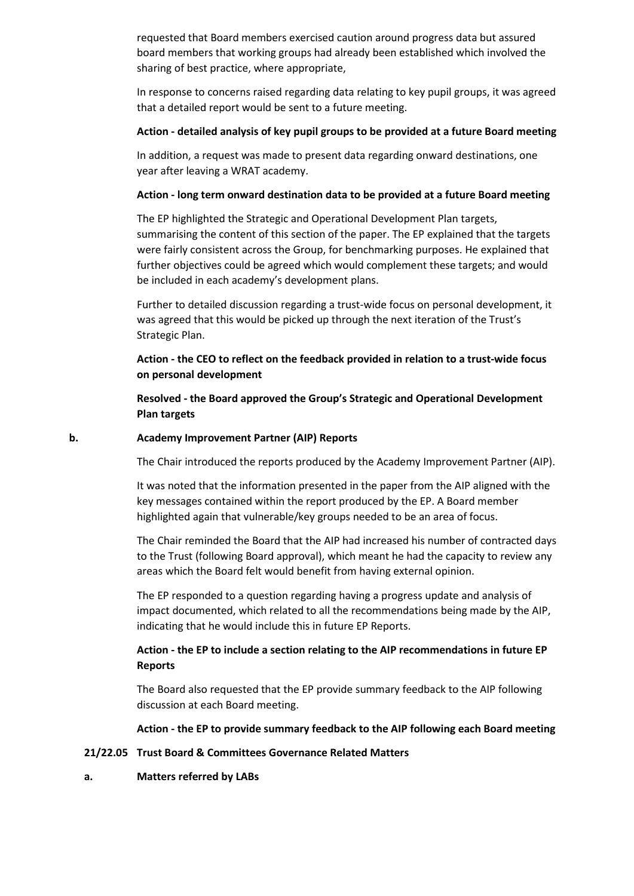requested that Board members exercised caution around progress data but assured board members that working groups had already been established which involved the sharing of best practice, where appropriate,

In response to concerns raised regarding data relating to key pupil groups, it was agreed that a detailed report would be sent to a future meeting.

**Action - detailed analysis of key pupil groups to be provided at a future Board meeting**

In addition, a request was made to present data regarding onward destinations, one year after leaving a WRAT academy.

**Action - long term onward destination data to be provided at a future Board meeting**

The EP highlighted the Strategic and Operational Development Plan targets, summarising the content of this section of the paper. The EP explained that the targets were fairly consistent across the Group, for benchmarking purposes. He explained that further objectives could be agreed which would complement these targets; and would be included in each academy's development plans.

Further to detailed discussion regarding a trust-wide focus on personal development, it was agreed that this would be picked up through the next iteration of the Trust's Strategic Plan.

**Action - the CEO to reflect on the feedback provided in relation to a trust-wide focus on personal development**

**Resolved - the Board approved the Group's Strategic and Operational Development Plan targets**

**b. Academy Improvement Partner (AIP) Reports**

The Chair introduced the reports produced by the Academy Improvement Partner (AIP).

It was noted that the information presented in the paper from the AIP aligned with the key messages contained within the report produced by the EP. A Board member highlighted again that vulnerable/key groups needed to be an area of focus.

The Chair reminded the Board that the AIP had increased his number of contracted days to the Trust (following Board approval), which meant he had the capacity to review any areas which the Board felt would benefit from having external opinion.

The EP responded to a question regarding having a progress update and analysis of impact documented, which related to all the recommendations being made by the AIP, indicating that he would include this in future EP Reports.

**Action - the EP to include a section relating to the AIP recommendations in future EP Reports**

The Board also requested that the EP provide summary feedback to the AIP following discussion at each Board meeting.

**Action - the EP to provide summary feedback to the AIP following each Board meeting**

**21/22.05 Trust Board & Committees Governance Related Matters**

**a. Matters referred by LABs**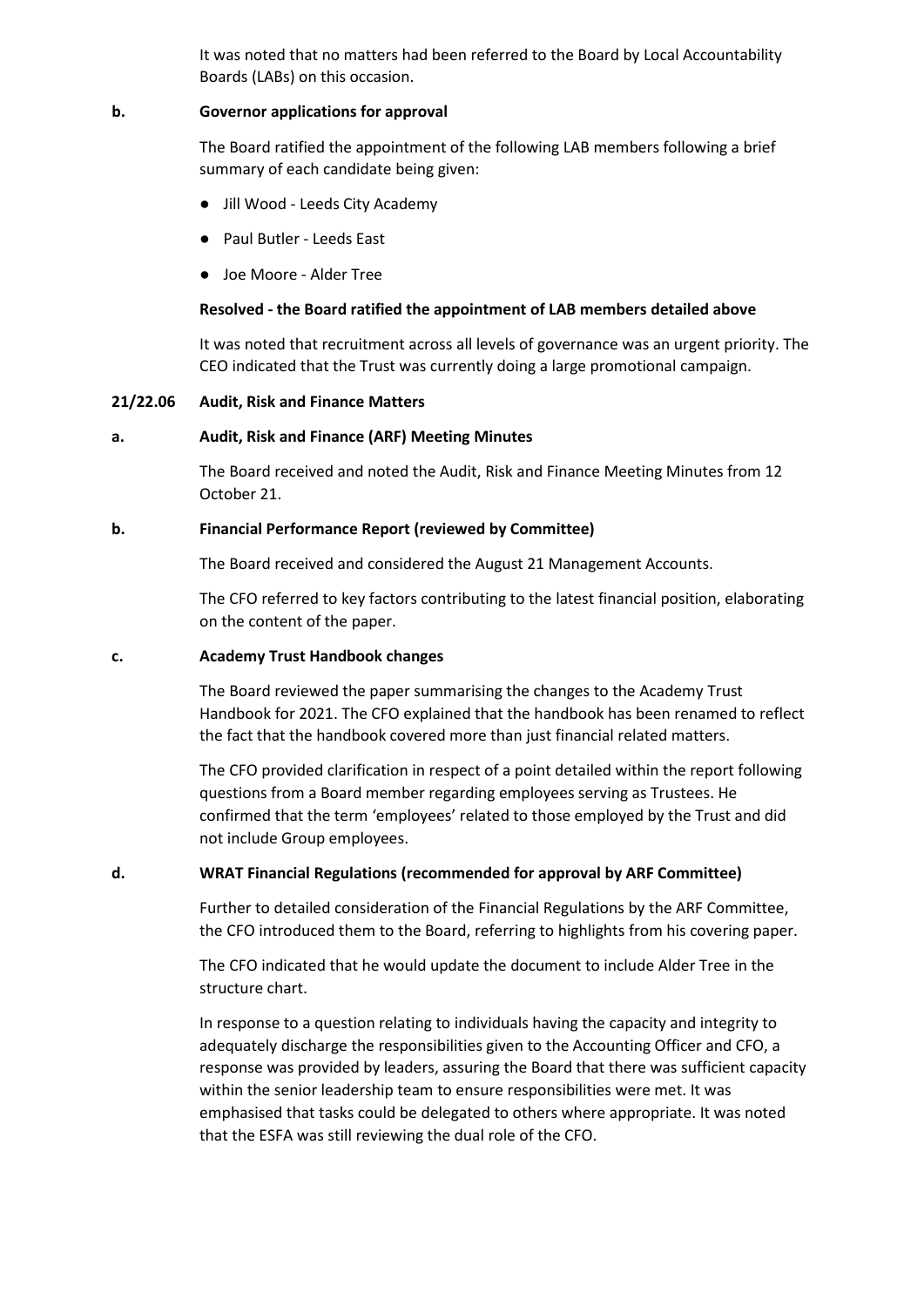It was noted that no matters had been referred to the Board by Local Accountability Boards (LABs) on this occasion.

**b. Governor applications for approval**

The Board ratified the appointment of the following LAB members following a brief summary of each candidate being given:

- Jill Wood - Leeds City Academy
- Paul Butler - Leeds East
- Joe Moore - Alder Tree

**Resolved - the Board ratified the appointment of LAB members detailed above**

It was noted that recruitment across all levels of governance was an urgent priority. The CEO indicated that the Trust was currently doing a large promotional campaign.

**21/22.06 Audit, Risk and Finance Matters**

**a. Audit, Risk and Finance (ARF) Meeting Minutes**

The Board received and noted the Audit, Risk and Finance Meeting Minutes from 12 October 21.

**b. Financial Performance Report (reviewed by Committee)**

The Board received and considered the August 21 Management Accounts.

The CFO referred to key factors contributing to the latest financial position, elaborating on the content of the paper.

**c. Academy Trust Handbook changes**

The Board reviewed the paper summarising the changes to the Academy Trust Handbook for 2021. The CFO explained that the handbook has been renamed to reflect the fact that the handbook covered more than just financial related matters.

The CFO provided clarification in respect of a point detailed within the report following questions from a Board member regarding employees serving as Trustees. He confirmed that the term 'employees' related to those employed by the Trust and did not include Group employees.

**d. WRAT Financial Regulations (recommended for approval by ARF Committee)**

Further to detailed consideration of the Financial Regulations by the ARF Committee, the CFO introduced them to the Board, referring to highlights from his covering paper.

The CFO indicated that he would update the document to include Alder Tree in the structure chart.

In response to a question relating to individuals having the capacity and integrity to adequately discharge the responsibilities given to the Accounting Officer and CFO, a response was provided by leaders, assuring the Board that there was sufficient capacity within the senior leadership team to ensure responsibilities were met. It was emphasised that tasks could be delegated to others where appropriate. It was noted that the ESFA was still reviewing the dual role of the CFO.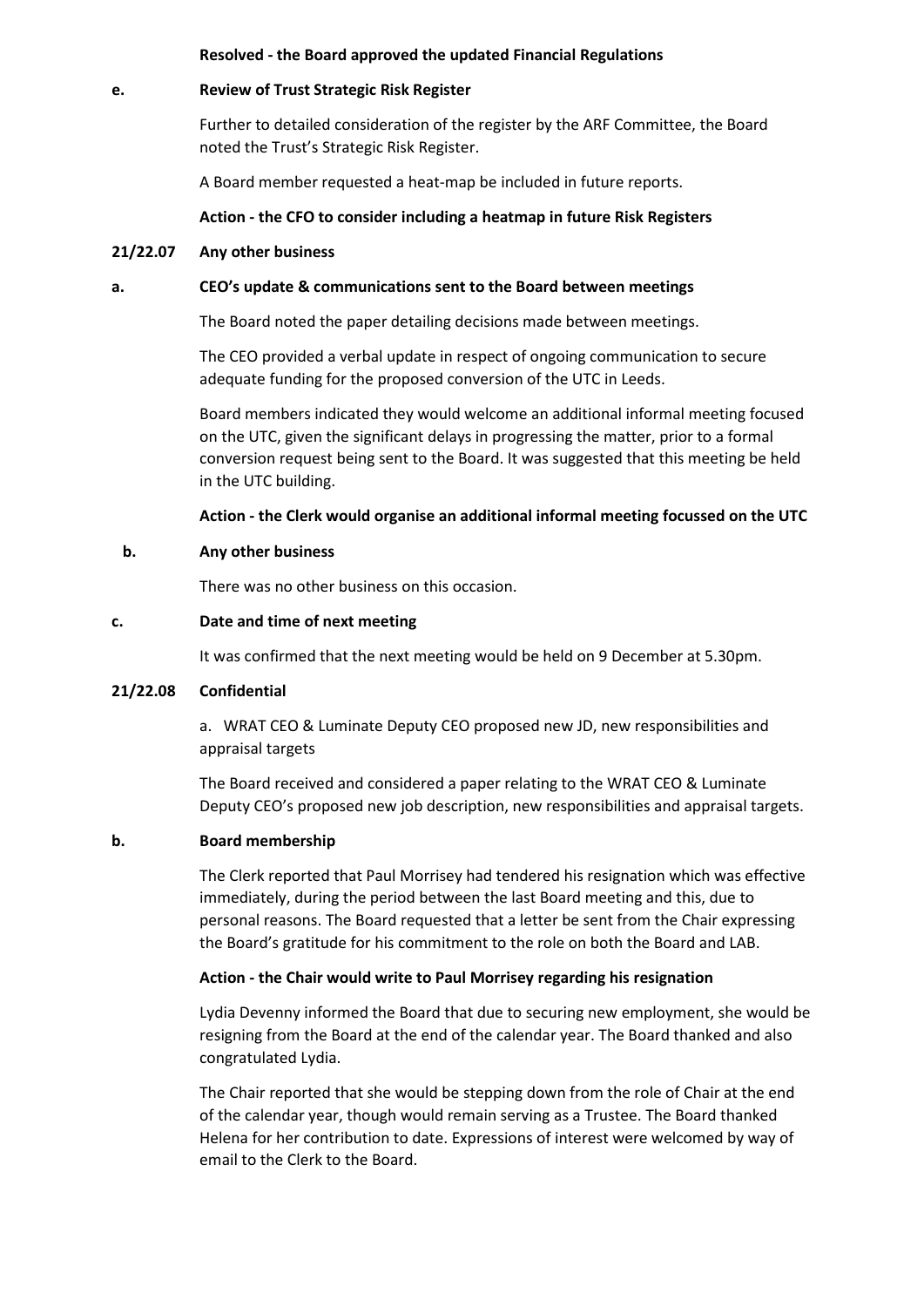**Resolved - the Board approved the updated Financial Regulations**

**e. Review of Trust Strategic Risk Register**

Further to detailed consideration of the register by the ARF Committee, the Board noted the Trust's Strategic Risk Register.

A Board member requested a heat-map be included in future reports.

**Action - the CFO to consider including a heatmap in future Risk Registers**

**21/22.07 Any other business**

**a. CEO's update & communications sent to the Board between meetings**

The Board noted the paper detailing decisions made between meetings.

The CEO provided a verbal update in respect of ongoing communication to secure adequate funding for the proposed conversion of the UTC in Leeds.

Board members indicated they would welcome an additional informal meeting focused on the UTC, given the significant delays in progressing the matter, prior to a formal conversion request being sent to the Board. It was suggested that this meeting be held in the UTC building.

**Action - the Clerk would organise an additional informal meeting focussed on the UTC**

**b. Any other business**

There was no other business on this occasion.

**c. Date and time of next meeting**

It was confirmed that the next meeting would be held on 9 December at 5.30pm.

**21/22.08 Confidential**

a. WRAT CEO & Luminate Deputy CEO proposed new JD, new responsibilities and appraisal targets

The Board received and considered a paper relating to the WRAT CEO & Luminate Deputy CEO's proposed new job description, new responsibilities and appraisal targets.

**b. Board membership**

The Clerk reported that Paul Morrisey had tendered his resignation which was effective immediately, during the period between the last Board meeting and this, due to personal reasons. The Board requested that a letter be sent from the Chair expressing the Board's gratitude for his commitment to the role on both the Board and LAB.

**Action - the Chair would write to Paul Morrisey regarding his resignation**

Lydia Devenny informed the Board that due to securing new employment, she would be resigning from the Board at the end of the calendar year. The Board thanked and also congratulated Lydia.

The Chair reported that she would be stepping down from the role of Chair at the end of the calendar year, though would remain serving as a Trustee. The Board thanked Helena for her contribution to date. Expressions of interest were welcomed by way of email to the Clerk to the Board.